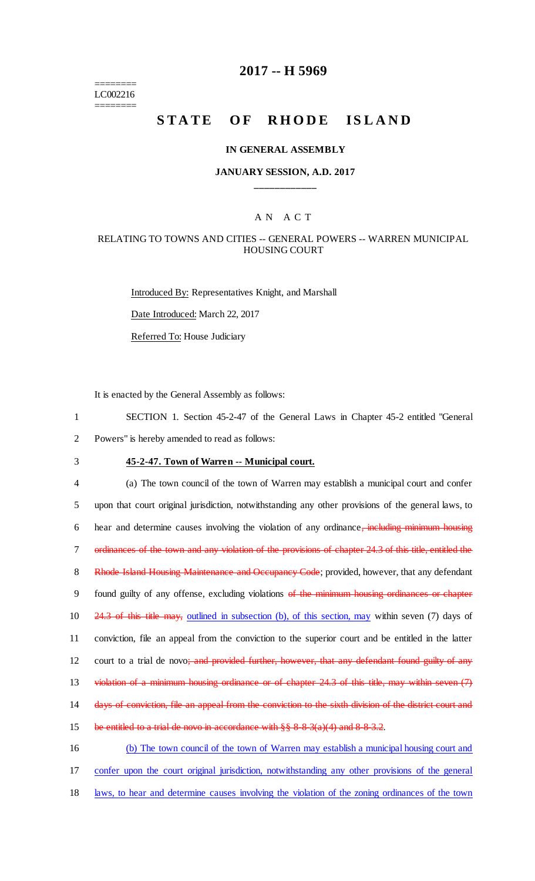========
LC002216
========

# 2017 -- H 5969

# STATE OF RHODE ISLAND

## IN GENERAL ASSEMBLY

### JANUARY SESSION, A.D. 2017

____________

A N  A C T

RELATING TO TOWNS AND CITIES -- GENERAL POWERS -- WARREN MUNICIPAL HOUSING COURT

Introduced By: Representatives Knight, and Marshall

Date Introduced: March 22, 2017

Referred To: House Judiciary

It is enacted by the General Assembly as follows:

1 SECTION 1. Section 45-2-47 of the General Laws in Chapter 45-2 entitled "General
2 Powers" is hereby amended to read as follows:

3 **45-2-47. Town of Warren -- Municipal court.**

4 (a) The town council of the town of Warren may establish a municipal court and confer
5 upon that court original jurisdiction, notwithstanding any other provisions of the general laws, to
6 hear and determine causes involving the violation of any ordinance~~, including minimum housing~~
7 ~~ordinances of the town and any violation of the provisions of chapter 24.3 of this title, entitled the~~
8 ~~Rhode Island Housing Maintenance and Occupancy Code~~; provided, however, that any defendant
9 found guilty of any offense, excluding violations ~~of the minimum housing ordinances or chapter~~
10 ~~24.3 of this title may,~~ outlined in subsection (b), of this section, may within seven (7) days of
11 conviction, file an appeal from the conviction to the superior court and be entitled in the latter
12 court to a trial de novo~~; and provided further, however, that any defendant found guilty of any~~
13 ~~violation of a minimum housing ordinance or of chapter 24.3 of this title, may within seven (7)~~
14 ~~days of conviction, file an appeal from the conviction to the sixth division of the district court and~~
15 ~~be entitled to a trial de novo in accordance with §§ 8-8-3(a)(4) and 8-8-3.2~~.

16 (b) The town council of the town of Warren may establish a municipal housing court and
17 confer upon the court original jurisdiction, notwithstanding any other provisions of the general
18 laws, to hear and determine causes involving the violation of the zoning ordinances of the town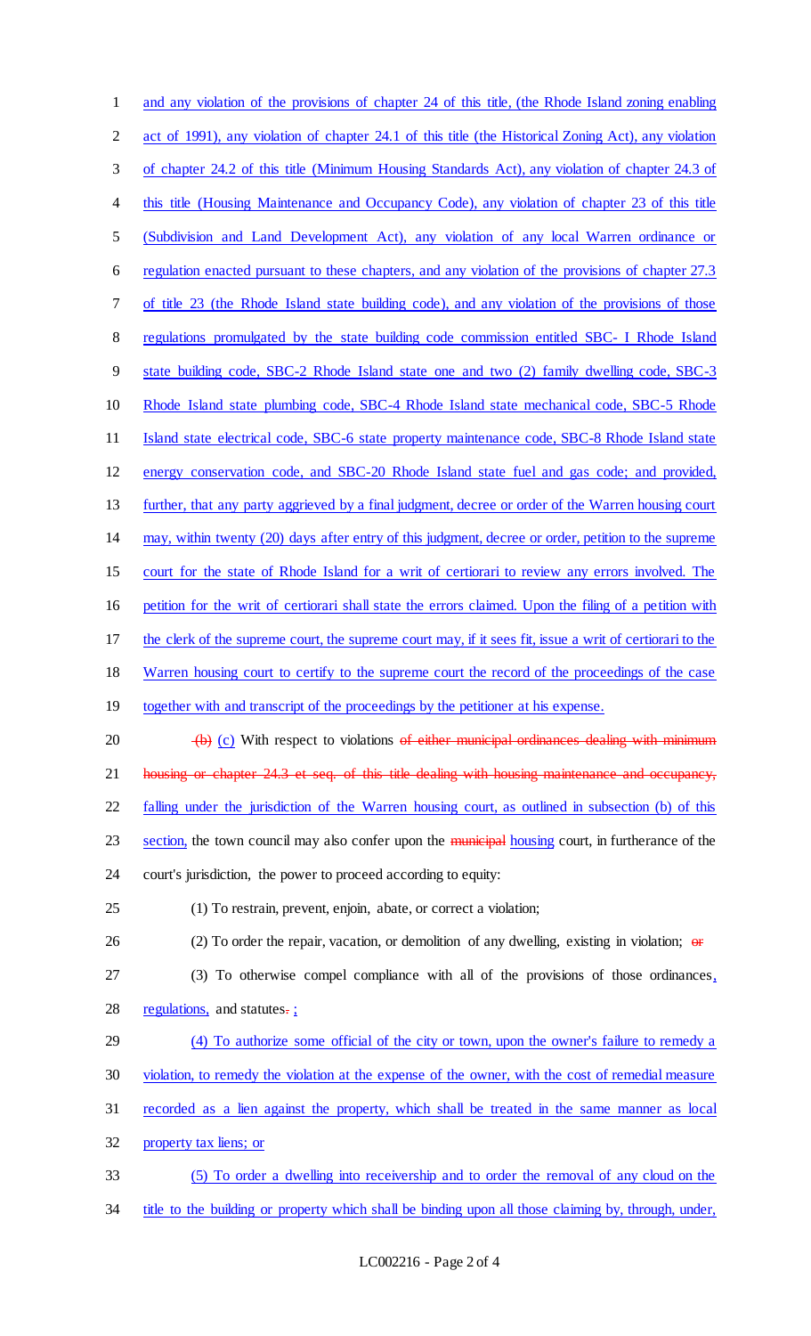and any violation of the provisions of chapter 24 of this title, (the Rhode Island zoning enabling act of 1991), any violation of chapter 24.1 of this title (the Historical Zoning Act), any violation of chapter 24.2 of this title (Minimum Housing Standards Act), any violation of chapter 24.3 of this title (Housing Maintenance and Occupancy Code), any violation of chapter 23 of this title (Subdivision and Land Development Act), any violation of any local Warren ordinance or regulation enacted pursuant to these chapters, and any violation of the provisions of chapter 27.3 of title 23 (the Rhode Island state building code), and any violation of the provisions of those regulations promulgated by the state building code commission entitled SBC- I Rhode Island state building code, SBC-2 Rhode Island state one and two (2) family dwelling code, SBC-3 Rhode Island state plumbing code, SBC-4 Rhode Island state mechanical code, SBC-5 Rhode Island state electrical code, SBC-6 state property maintenance code, SBC-8 Rhode Island state energy conservation code, and SBC-20 Rhode Island state fuel and gas code; and provided, further, that any party aggrieved by a final judgment, decree or order of the Warren housing court may, within twenty (20) days after entry of this judgment, decree or order, petition to the supreme court for the state of Rhode Island for a writ of certiorari to review any errors involved. The petition for the writ of certiorari shall state the errors claimed. Upon the filing of a petition with the clerk of the supreme court, the supreme court may, if it sees fit, issue a writ of certiorari to the Warren housing court to certify to the supreme court the record of the proceedings of the case together with and transcript of the proceedings by the petitioner at his expense.

~~(b)~~ (c) With respect to violations ~~of either municipal ordinances dealing with minimum housing or chapter 24.3 et seq. of this title dealing with housing maintenance and occupancy,~~ falling under the jurisdiction of the Warren housing court, as outlined in subsection (b) of this section, the town council may also confer upon the ~~municipal~~ housing court, in furtherance of the court's jurisdiction, the power to proceed according to equity:

(1) To restrain, prevent, enjoin, abate, or correct a violation;

(2) To order the repair, vacation, or demolition of any dwelling, existing in violation; ~~or~~

(3) To otherwise compel compliance with all of the provisions of those ordinances, regulations, and statutes~~.~~;

(4) To authorize some official of the city or town, upon the owner's failure to remedy a violation, to remedy the violation at the expense of the owner, with the cost of remedial measure recorded as a lien against the property, which shall be treated in the same manner as local property tax liens; or

(5) To order a dwelling into receivership and to order the removal of any cloud on the title to the building or property which shall be binding upon all those claiming by, through, under,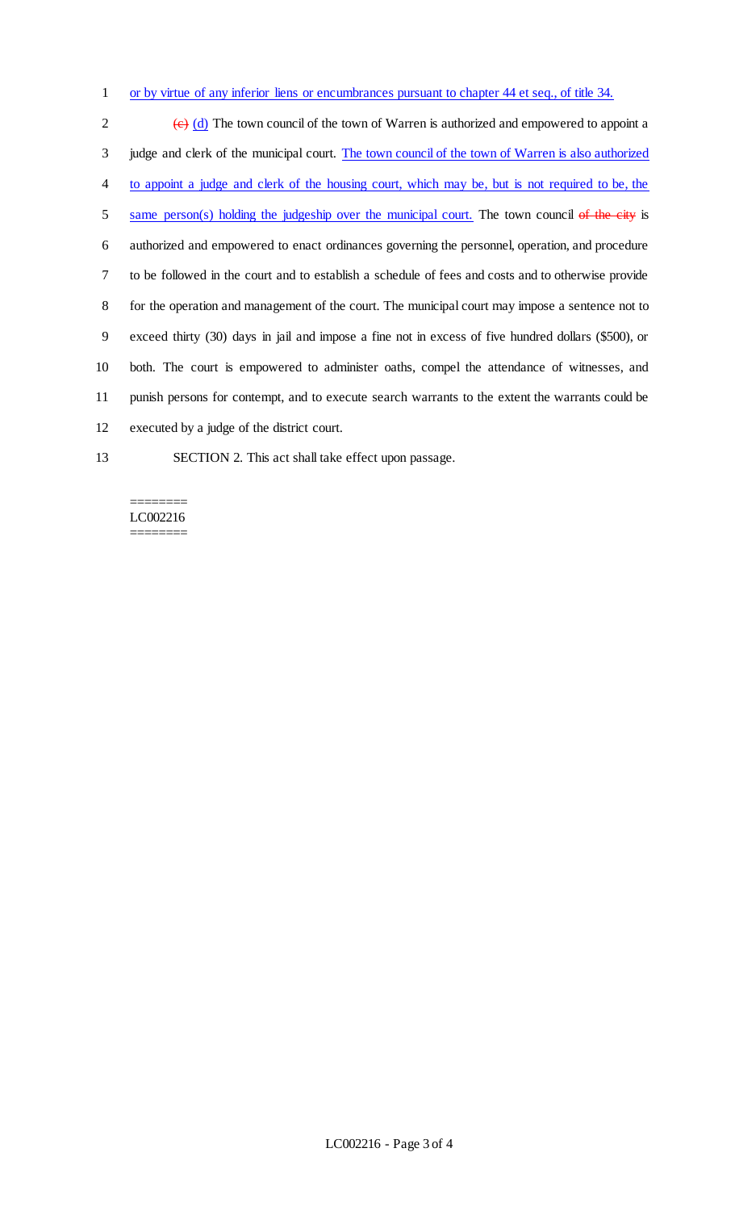or by virtue of any inferior liens or encumbrances pursuant to chapter 44 et seq., of title 34.

~~(c)~~ (d) The town council of the town of Warren is authorized and empowered to appoint a judge and clerk of the municipal court. The town council of the town of Warren is also authorized to appoint a judge and clerk of the housing court, which may be, but is not required to be, the same person(s) holding the judgeship over the municipal court. The town council ~~of the city~~ is authorized and empowered to enact ordinances governing the personnel, operation, and procedure to be followed in the court and to establish a schedule of fees and costs and to otherwise provide for the operation and management of the court. The municipal court may impose a sentence not to exceed thirty (30) days in jail and impose a fine not in excess of five hundred dollars ($500), or both. The court is empowered to administer oaths, compel the attendance of witnesses, and punish persons for contempt, and to execute search warrants to the extent the warrants could be executed by a judge of the district court.

SECTION 2. This act shall take effect upon passage.

========
LC002216
========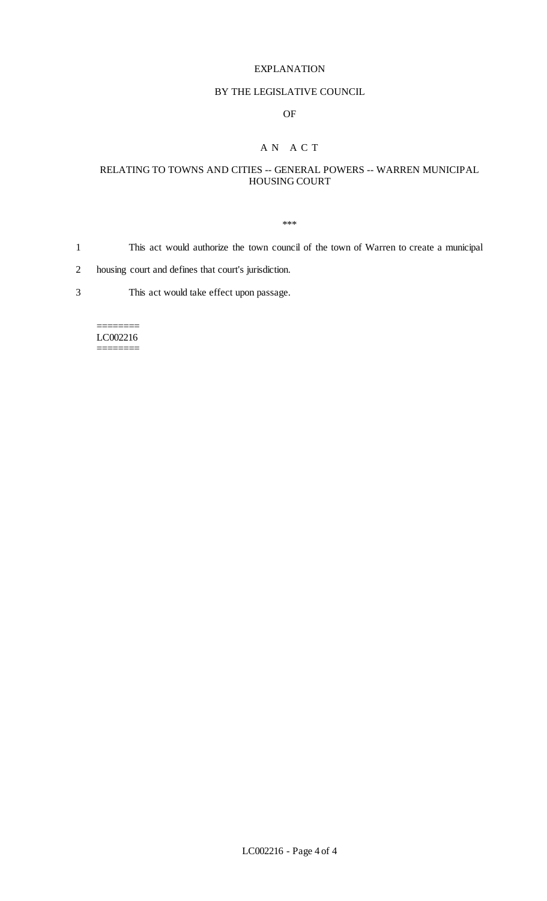EXPLANATION

BY THE LEGISLATIVE COUNCIL

OF

A N A C T

RELATING TO TOWNS AND CITIES -- GENERAL POWERS -- WARREN MUNICIPAL HOUSING COURT

\*\*\*

1 This act would authorize the town council of the town of Warren to create a municipal

2 housing court and defines that court's jurisdiction.

3 This act would take effect upon passage.

========
LC002216
========